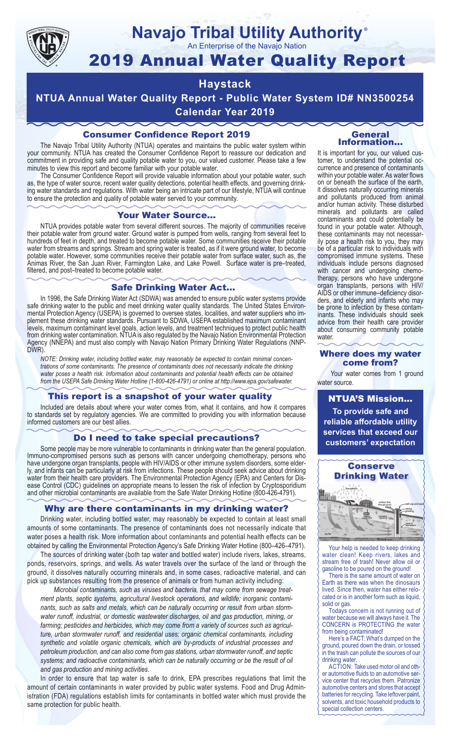# Navajo Tribal Utility Authority®

An Enterprise of the Navajo Nation

# 2019 Annual Water Quality Report

## Haystack

## NTUA Annual Water Quality Report - Public Water System ID# NN3500254

## Calendar Year 2019

### Consumer Confidence Report 2019

The Navajo Tribal Utility Authority (NTUA) operates and maintains the public water system within your community. NTUA has created the Consumer Confidence Report to reassure our dedication and commitment in providing safe and quality potable water to you, our valued customer. Please take a few minutes to view this report and become familiar with your potable water.

The Consumer Confidence Report will provide valuable information about your potable water, such as, the type of water source, recent water quality detections, potential health effects, and governing drinking water standards and regulations. With water being an intricate part of our lifestyle, NTUA will continue to ensure the protection and quality of potable water served to your community.

### Your Water Source...

NTUA provides potable water from several different sources. The majority of communities receive their potable water from ground water. Ground water is pumped from wells, ranging from several feet to hundreds of feet in depth, and treated to become potable water. Some communities receive their potable water from streams and springs. Stream and spring water is treated, as if it were ground water, to become potable water. However, some communities receive their potable water from surface water, such as, the Animas River, the San Juan River, Farmington Lake, and Lake Powell. Surface water is pre–treated, filtered, and post–treated to become potable water.

### Safe Drinking Water Act...

In 1996, the Safe Drinking Water Act (SDWA) was amended to ensure public water systems provide safe drinking water to the public and meet drinking water quality standards. The United States Environmental Protection Agency (USEPA) is governed to oversee states, localities, and water suppliers who implement these drinking water standards. Pursuant to SDWA, USEPA established maximum contaminant levels, maximum contaminant level goals, action levels, and treatment techniques to protect public health from drinking water contamination. NTUA is also regulated by the Navajo Nation Environmental Protection Agency (NNEPA) and must also comply with Navajo Nation Primary Drinking Water Regulations (NNPDWR).

*NOTE: Drinking water, including bottled water, may reasonably be expected to contain minimal concentrations of some contaminants. The presence of contaminants does not necessarily indicate the drinking water poses a health risk. Information about contaminants and potential health effects can be obtained from the USEPA Safe Drinking Water Hotline (1-800-426-4791) or online at http://www.epa.gov/safewater.*

### This report is a snapshot of your water quality

Included are details about where your water comes from, what it contains, and how it compares to standards set by regulatory agencies. We are committed to providing you with information because informed customers are our best allies.

### Do I need to take special precautions?

Some people may be more vulnerable to contaminants in drinking water than the general population. Immuno-compromised persons such as persons with cancer undergoing chemotherapy, persons who have undergone organ transplants, people with HIV/AIDS or other immune system disorders, some elderly, and infants can be particularly at risk from infections. These people should seek advice about drinking water from their health care providers. The Environmental Protection Agency (EPA) and Centers for Disease Control (CDC) guidelines on appropriate means to lessen the risk of infection by Cryptosporidium and other microbial contaminants are available from the Safe Water Drinking Hotline (800-426-4791).

### Why are there contaminants in my drinking water?

Drinking water, including bottled water, may reasonably be expected to contain at least small amounts of some contaminants. The presence of contaminants does not necessarily indicate that water poses a health risk. More information about contaminants and potential health effects can be obtained by calling the Environmental Protection Agency's Safe Drinking Water Hotline (800–426–4791).

The sources of drinking water (both tap water and bottled water) include rivers, lakes, streams, ponds, reservoirs, springs, and wells. As water travels over the surface of the land or through the ground, it dissolves naturally occurring minerals and, in some cases, radioactive material, and can pick up substances resulting from the presence of animals or from human activity including:

*Microbial contaminants, such as viruses and bacteria, that may come from sewage treatment plants, septic systems, agricultural livestock operations, and wildlife; inorganic contaminants, such as salts and metals, which can be naturally occurring or result from urban stormwater runoff, industrial, or domestic wastewater discharges, oil and gas production, mining, or farming; pesticides and herbicides, which may come from a variety of sources such as agriculture, urban stormwater runoff, and residential uses; organic chemical contaminants, including synthetic and volatile organic chemicals, which are by-products of industrial processes and petroleum production, and can also come from gas stations, urban stormwater runoff, and septic systems; and radioactive contaminants, which can be naturally occurring or be the result of oil and gas production and mining activities.*

In order to ensure that tap water is safe to drink, EPA prescribes regulations that limit the amount of certain contaminants in water provided by public water systems. Food and Drug Administration (FDA) regulations establish limits for contaminants in bottled water which must provide the same protection for public health.

### General Information...

It is important for you, our valued customer, to understand the potential occurrence and presence of contaminants within your potable water. As water flows on or beneath the surface of the earth, it dissolves naturally occurring minerals and pollutants produced from animal and/or human activity. These disturbed minerals and pollutants are called contaminants and could potentially be found in your potable water. Although, these contaminants may not necessarily pose a health risk to you, they may be of a particular risk to individuals with compromised immune systems. These individuals include persons diagnosed with cancer and undergoing chemotherapy, persons who have undergone organ transplants, persons with HIV/AIDS or other immune–deficiency disorders, and elderly and infants who may be prone to infection by these contaminants. These individuals should seek advice from their health care provider about consuming community potable water.

### Where does my water come from?

Your water comes from 1 ground water source.

### NTUA'S Mission...

**To provide safe and reliable affordable utility services that exceed our customers' expectation**

### Conserve Drinking Water

Your help is needed to keep drinking water clean! Keep rivers, lakes and stream free of trash! Never allow oil or gasoline to be poured on the ground!

There is the same amount of water on Earth as there was when the dinosaurs lived. Since then, water has either relocated or is in another form such as liquid, solid or gas.

Todays concern is not running out of water because we will always have it. The CONCERN is PROTECTING the water from being contaminated!

Here's a FACT: What's dumped on the ground, poured down the drain, or tossed in the trash can pollute the sources of our drinking water.

ACTION: Take used motor oil and other automotive fluids to an automotive service center that recycles them. Patronize automotive centers and stores that accept batteries for recycling. Take leftover paint, solvents, and toxic household products to special collection centers.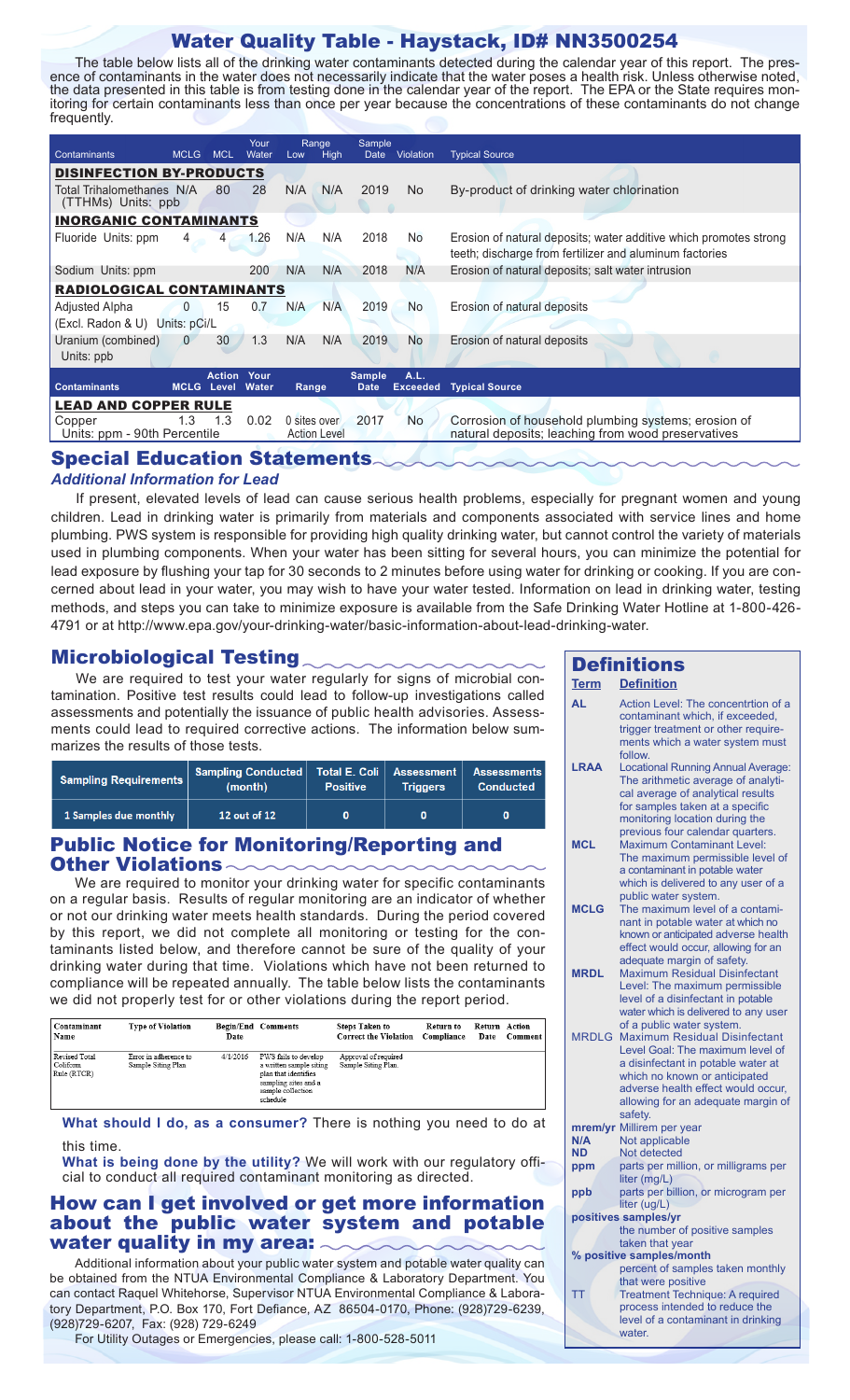# Water Quality Table - Haystack, ID# NN3500254

The table below lists all of the drinking water contaminants detected during the calendar year of this report. The presence of contaminants in the water does not necessarily indicate that the water poses a health risk. Unless otherwise noted, the data presented in this table is from testing done in the calendar year of the report. The EPA or the State requires monitoring for certain contaminants less than once per year because the concentrations of these contaminants do not change frequently.

| Contaminants | MCLG | MCL | Your Water | Range Low | Range High | Sample Date | Violation | Typical Source |
|---|---|---|---|---|---|---|---|---|
| **DISINFECTION BY-PRODUCTS** | | | | | | | | |
| Total Trihalomethanes (TTHMs) Units: ppb | N/A | 80 | 28 | N/A | N/A | 2019 | No | By-product of drinking water chlorination |
| **INORGANIC CONTAMINANTS** | | | | | | | | |
| Fluoride Units: ppm | 4 | 4 | 1.26 | N/A | N/A | 2018 | No | Erosion of natural deposits; water additive which promotes strong teeth; discharge from fertilizer and aluminum factories |
| Sodium Units: ppm | | | 200 | N/A | N/A | 2018 | N/A | Erosion of natural deposits; salt water intrusion |
| **RADIOLOGICAL CONTAMINANTS** | | | | | | | | |
| Adjusted Alpha (Excl. Radon & U) Units: pCi/L | 0 | 15 | 0.7 | N/A | N/A | 2019 | No | Erosion of natural deposits |
| Uranium (combined) Units: ppb | 0 | 30 | 1.3 | N/A | N/A | 2019 | No | Erosion of natural deposits |

| Contaminants | MCLG | Action Level | Your Water | Range | Sample Date | A.L. Exceeded | Typical Source |
|---|---|---|---|---|---|---|---|
| **LEAD AND COPPER RULE** | | | | | | | |
| Copper Units: ppm - 90th Percentile | 1.3 | 1.3 | 0.02 | 0 sites over Action Level | 2017 | No | Corrosion of household plumbing systems; erosion of natural deposits; leaching from wood preservatives |

## Special Education Statements

### *Additional Information for Lead*

If present, elevated levels of lead can cause serious health problems, especially for pregnant women and young children. Lead in drinking water is primarily from materials and components associated with service lines and home plumbing. PWS system is responsible for providing high quality drinking water, but cannot control the variety of materials used in plumbing components. When your water has been sitting for several hours, you can minimize the potential for lead exposure by flushing your tap for 30 seconds to 2 minutes before using water for drinking or cooking. If you are concerned about lead in your water, you may wish to have your water tested. Information on lead in drinking water, testing methods, and steps you can take to minimize exposure is available from the Safe Drinking Water Hotline at 1-800-426-4791 or at http://www.epa.gov/your-drinking-water/basic-information-about-lead-drinking-water.

## Microbiological Testing

We are required to test your water regularly for signs of microbial contamination. Positive test results could lead to follow-up investigations called assessments and potentially the issuance of public health advisories. Assessments could lead to required corrective actions. The information below summarizes the results of those tests.

| Sampling Requirements | Sampling Conducted (month) | Total E. Coli Positive | Assessment Triggers | Assessments Conducted |
|---|---|---|---|---|
| 1 Samples due monthly | 12 out of 12 | 0 | 0 | 0 |

## Public Notice for Monitoring/Reporting and Other Violations

We are required to monitor your drinking water for specific contaminants on a regular basis. Results of regular monitoring are an indicator of whether or not our drinking water meets health standards. During the period covered by this report, we did not complete all monitoring or testing for the contaminants listed below, and therefore cannot be sure of the quality of your drinking water during that time. Violations which have not been returned to compliance will be repeated annually. The table below lists the contaminants we did not properly test for or other violations during the report period.

| Contaminant Name | Type of Violation | Begin/End Date | Comments | Steps Taken to Correct the Violation | Return to Compliance | Return Date | Action Comment |
|---|---|---|---|---|---|---|---|
| Revised Total Coliform Rule (RTCR) | Error in adherence to Sample Siting Plan | 4/1/2016 | PWS fails to develop a written sample siting plan that identifies sampling sites and a sample collection schedule | Approval of required Sample Siting Plan. | | | |

**What should I do, as a consumer?** There is nothing you need to do at this time.

**What is being done by the utility?** We will work with our regulatory official to conduct all required contaminant monitoring as directed.

## How can I get involved or get more information about the public water system and potable water quality in my area:

Additional information about your public water system and potable water quality can be obtained from the NTUA Environmental Compliance & Laboratory Department. You can contact Raquel Whitehorse, Supervisor NTUA Environmental Compliance & Laboratory Department, P.O. Box 170, Fort Defiance, AZ 86504-0170, Phone: (928)729-6239, (928)729-6207, Fax: (928) 729-6249

For Utility Outages or Emergencies, please call: 1-800-528-5011

## Definitions

| Term | Definition |
|---|---|
| AL | Action Level: The concentrtion of a contaminant which, if exceeded, trigger treatment or other requirements which a water system must follow. |
| LRAA | Locational Running Annual Average: The arithmetic average of analytical results for samples taken at a specific monitoring location during the previous four calendar quarters. |
| MCL | Maximum Contaminant Level: The maximum permissible level of a contaminant in potable water which is delivered to any user of a public water system. |
| MCLG | The maximum level of a contaminant in potable water at which no known or anticipated adverse health effect would occur, allowing for an adequate margin of safety. |
| MRDL | Maximum Residual Disinfectant Level: The maximum permissible level of a disinfectant in potable water which is delivered to any user of a public water system. |
| MRDLG | Maximum Residual Disinfectant Level Goal: The maximum level of a disinfectant in potable water at which no known or anticipated adverse health effect would occur, allowing for an adequate margin of safety. |
| mrem/yr | Millirem per year |
| N/A | Not applicable |
| ND | Not detected |
| ppm | parts per million, or milligrams per liter (mg/L) |
| ppb | parts per billion, or microgram per liter (ug/L) |
| positives samples/yr | the number of positive samples taken that year |
| % positive samples/month | percent of samples taken monthly that were positive |
| TT | Treatment Technique: A required process intended to reduce the level of a contaminant in drinking water. |